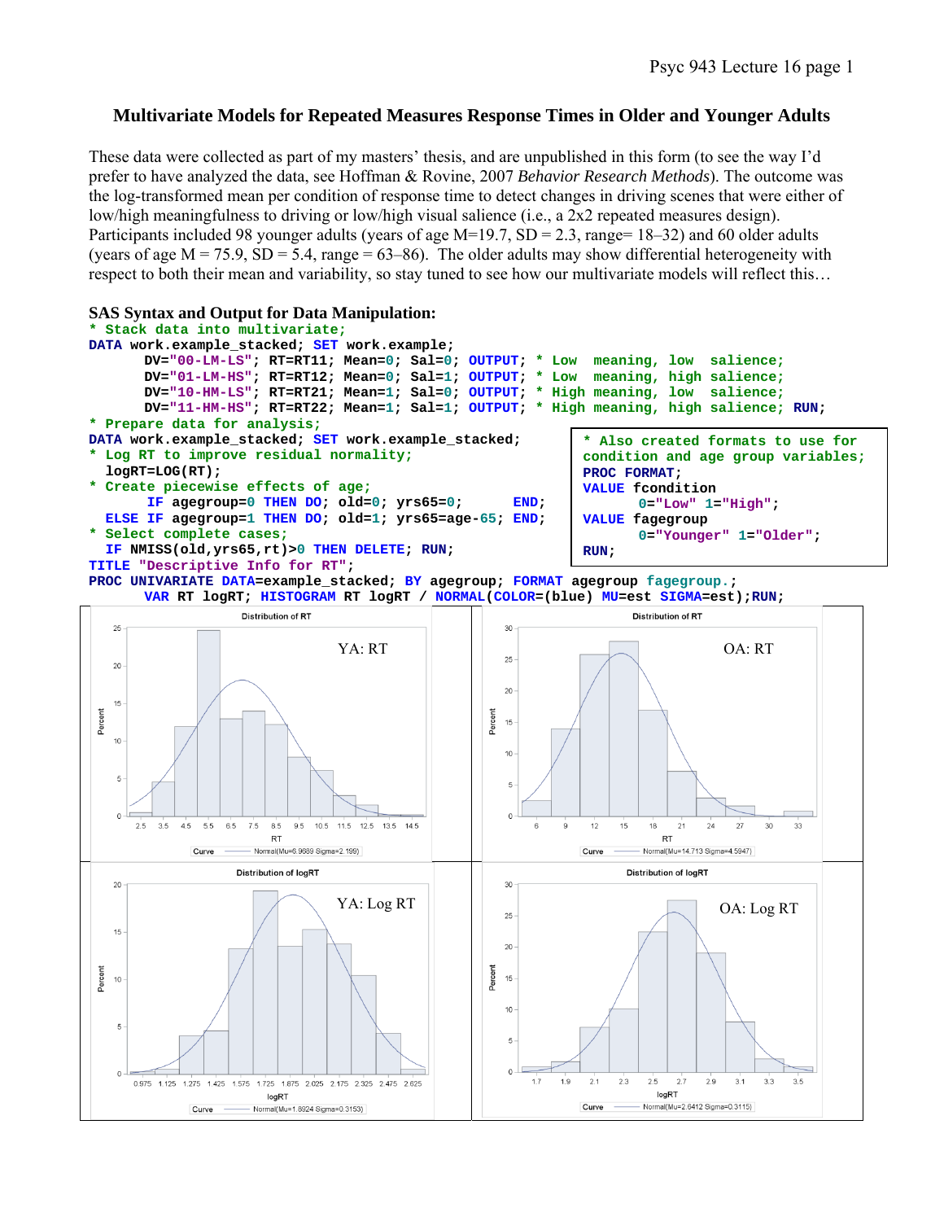## Multivariate Models for Repeated Measures Response Times in Older and Younger Adults

These data were collected as part of my masters' thesis, and are unpublished in this form (to see the way I'd prefer to have analyzed the data, see Hoffman & Rovine, 2007 *Behavior Research Methods*). The outcome was the log-transformed mean per condition of response time to detect changes in driving scenes that were either of low/high meaningfulness to driving or low/high visual salience (i.e., a 2x2 repeated measures design). Participants included 98 younger adults (years of age M=19.7, SD = 2.3, range= 18–32) and 60 older adults (years of age M = 75.9, SD = 5.4, range = 63–86). The older adults may show differential heterogeneity with respect to both their mean and variability, so stay tuned to see how our multivariate models will reflect this…

### SAS Syntax and Output for Data Manipulation:

```
* Stack data into multivariate;
DATA work.example_stacked; SET work.example;
      DV="00-LM-LS"; RT=RT11; Mean=0; Sal=0; OUTPUT; * Low  meaning, low  salience;
      DV="01-LM-HS"; RT=RT12; Mean=0; Sal=1; OUTPUT; * Low  meaning, high salience;
      DV="10-HM-LS"; RT=RT21; Mean=1; Sal=0; OUTPUT; * High meaning, low  salience;
      DV="11-HM-HS"; RT=RT22; Mean=1; Sal=1; OUTPUT; * High meaning, high salience; RUN;
* Prepare data for analysis;
DATA work.example_stacked; SET work.example_stacked;
* Log RT to improve residual normality;
  logRT=LOG(RT);
* Create piecewise effects of age;
       IF agegroup=0 THEN DO; old=0; yrs65=0;       END;
  ELSE IF agegroup=1 THEN DO; old=1; yrs65=age-65; END;
* Select complete cases;
  IF NMISS(old,yrs65,rt)>0 THEN DELETE; RUN;
TITLE "Descriptive Info for RT";
PROC UNIVARIATE DATA=example_stacked; BY agegroup; FORMAT agegroup fagegroup.;
      VAR RT logRT; HISTOGRAM RT logRT / NORMAL(COLOR=(blue) MU=est SIGMA=est);RUN;
```

```
* Also created formats to use for
condition and age group variables;
PROC FORMAT;
VALUE fcondition
      0="Low" 1="High";
VALUE fagegroup
      0="Younger" 1="Older";
RUN;
```

YA: RT — Distribution of RT — Curve: Normal(Mu=6.9689 Sigma=2.199)

OA: RT — Distribution of RT — Curve: Normal(Mu=14.713 Sigma=4.5947)

YA: Log RT — Distribution of logRT — Curve: Normal(Mu=1.8924 Sigma=0.3153)

OA: Log RT — Distribution of logRT — Curve: Normal(Mu=2.6412 Sigma=0.3115)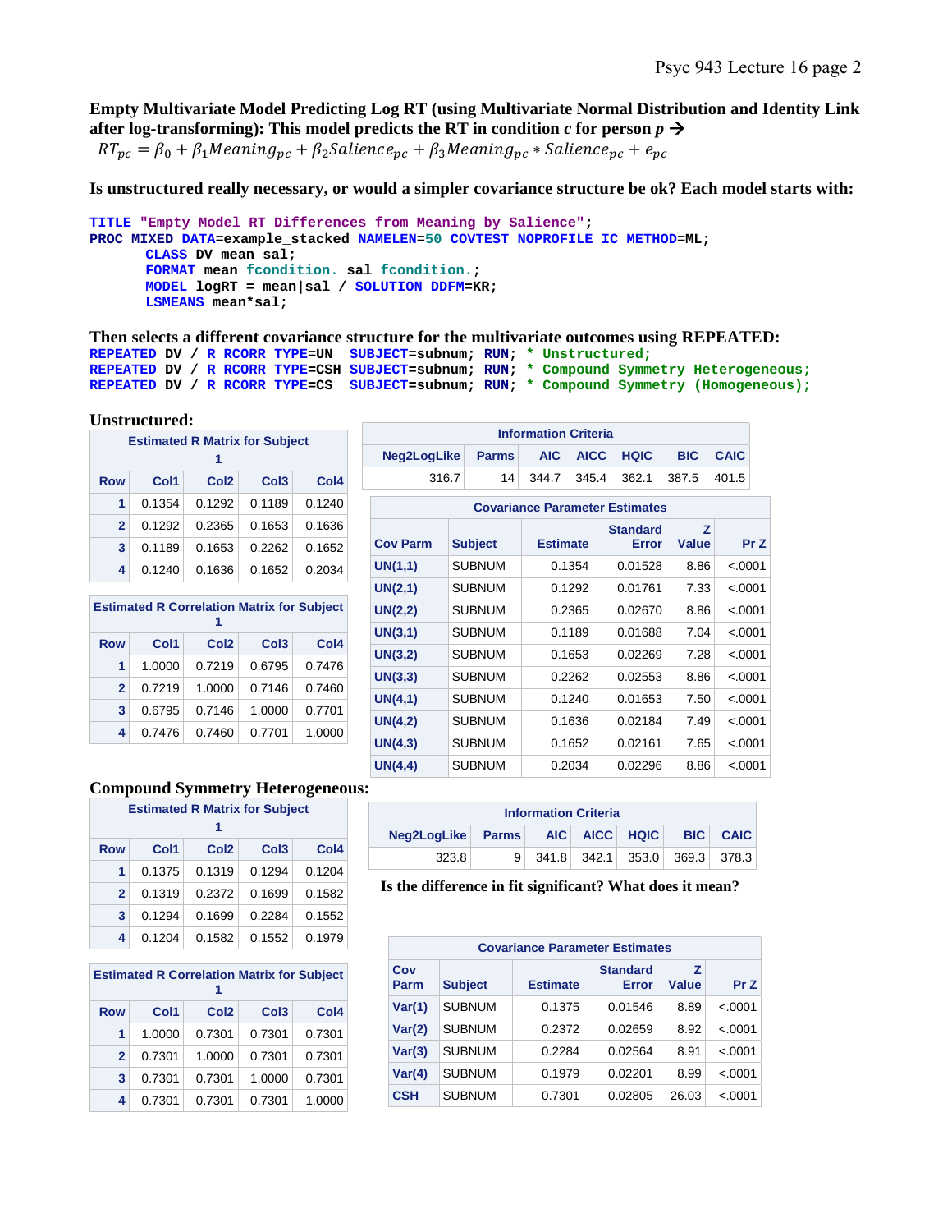**Empty Multivariate Model Predicting Log RT (using Multivariate Normal Distribution and Identity Link after log-transforming): This model predicts the RT in condition *c* for person *p* →**

$$RT_{pc} = \beta_0 + \beta_1 Meaning_{pc} + \beta_2 Salience_{pc} + \beta_3 Meaning_{pc} * Salience_{pc} + e_{pc}$$

**Is unstructured really necessary, or would a simpler covariance structure be ok? Each model starts with:**

```
TITLE "Empty Model RT Differences from Meaning by Salience";
PROC MIXED DATA=example_stacked NAMELEN=50 COVTEST NOPROFILE IC METHOD=ML;
      CLASS DV mean sal;
      FORMAT mean fcondition. sal fcondition.;
      MODEL logRT = mean|sal / SOLUTION DDFM=KR;
      LSMEANS mean*sal;
```

**Then selects a different covariance structure for the multivariate outcomes using REPEATED:**

```
REPEATED DV / R RCORR TYPE=UN  SUBJECT=subnum; RUN; * Unstructured;
REPEATED DV / R RCORR TYPE=CSH SUBJECT=subnum; RUN; * Compound Symmetry Heterogeneous;
REPEATED DV / R RCORR TYPE=CS  SUBJECT=subnum; RUN; * Compound Symmetry (Homogeneous);
```

**Unstructured:**

Estimated R Matrix for Subject 1

| Row | Col1 | Col2 | Col3 | Col4 |
|---|---|---|---|---|
| 1 | 0.1354 | 0.1292 | 0.1189 | 0.1240 |
| 2 | 0.1292 | 0.2365 | 0.1653 | 0.1636 |
| 3 | 0.1189 | 0.1653 | 0.2262 | 0.1652 |
| 4 | 0.1240 | 0.1636 | 0.1652 | 0.2034 |

Estimated R Correlation Matrix for Subject 1

| Row | Col1 | Col2 | Col3 | Col4 |
|---|---|---|---|---|
| 1 | 1.0000 | 0.7219 | 0.6795 | 0.7476 |
| 2 | 0.7219 | 1.0000 | 0.7146 | 0.7460 |
| 3 | 0.6795 | 0.7146 | 1.0000 | 0.7701 |
| 4 | 0.7476 | 0.7460 | 0.7701 | 1.0000 |

Information Criteria

| Neg2LogLike | Parms | AIC | AICC | HQIC | BIC | CAIC |
|---|---|---|---|---|---|---|
| 316.7 | 14 | 344.7 | 345.4 | 362.1 | 387.5 | 401.5 |

Covariance Parameter Estimates

| Cov Parm | Subject | Estimate | Standard Error | Z Value | Pr Z |
|---|---|---|---|---|---|
| UN(1,1) | SUBNUM | 0.1354 | 0.01528 | 8.86 | <.0001 |
| UN(2,1) | SUBNUM | 0.1292 | 0.01761 | 7.33 | <.0001 |
| UN(2,2) | SUBNUM | 0.2365 | 0.02670 | 8.86 | <.0001 |
| UN(3,1) | SUBNUM | 0.1189 | 0.01688 | 7.04 | <.0001 |
| UN(3,2) | SUBNUM | 0.1653 | 0.02269 | 7.28 | <.0001 |
| UN(3,3) | SUBNUM | 0.2262 | 0.02553 | 8.86 | <.0001 |
| UN(4,1) | SUBNUM | 0.1240 | 0.01653 | 7.50 | <.0001 |
| UN(4,2) | SUBNUM | 0.1636 | 0.02184 | 7.49 | <.0001 |
| UN(4,3) | SUBNUM | 0.1652 | 0.02161 | 7.65 | <.0001 |
| UN(4,4) | SUBNUM | 0.2034 | 0.02296 | 8.86 | <.0001 |

**Compound Symmetry Heterogeneous:**

Estimated R Matrix for Subject 1

| Row | Col1 | Col2 | Col3 | Col4 |
|---|---|---|---|---|
| 1 | 0.1375 | 0.1319 | 0.1294 | 0.1204 |
| 2 | 0.1319 | 0.2372 | 0.1699 | 0.1582 |
| 3 | 0.1294 | 0.1699 | 0.2284 | 0.1552 |
| 4 | 0.1204 | 0.1582 | 0.1552 | 0.1979 |

Estimated R Correlation Matrix for Subject 1

| Row | Col1 | Col2 | Col3 | Col4 |
|---|---|---|---|---|
| 1 | 1.0000 | 0.7301 | 0.7301 | 0.7301 |
| 2 | 0.7301 | 1.0000 | 0.7301 | 0.7301 |
| 3 | 0.7301 | 0.7301 | 1.0000 | 0.7301 |
| 4 | 0.7301 | 0.7301 | 0.7301 | 1.0000 |

Information Criteria

| Neg2LogLike | Parms | AIC | AICC | HQIC | BIC | CAIC |
|---|---|---|---|---|---|---|
| 323.8 | 9 | 341.8 | 342.1 | 353.0 | 369.3 | 378.3 |

**Is the difference in fit significant? What does it mean?**

Covariance Parameter Estimates

| Cov Parm | Subject | Estimate | Standard Error | Z Value | Pr Z |
|---|---|---|---|---|---|
| Var(1) | SUBNUM | 0.1375 | 0.01546 | 8.89 | <.0001 |
| Var(2) | SUBNUM | 0.2372 | 0.02659 | 8.92 | <.0001 |
| Var(3) | SUBNUM | 0.2284 | 0.02564 | 8.91 | <.0001 |
| Var(4) | SUBNUM | 0.1979 | 0.02201 | 8.99 | <.0001 |
| CSH | SUBNUM | 0.7301 | 0.02805 | 26.03 | <.0001 |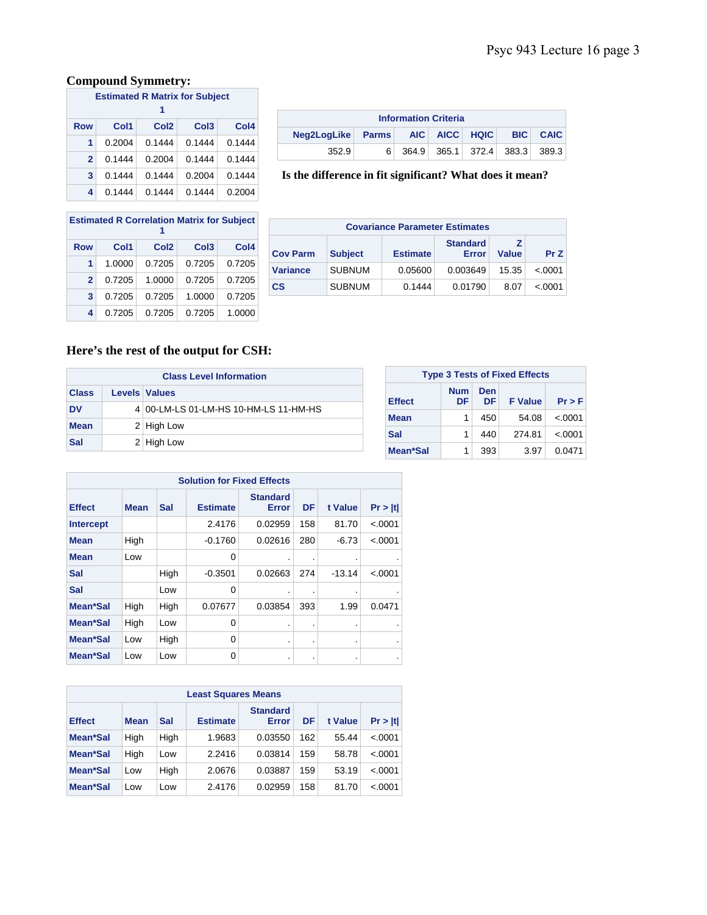### Compound Symmetry:

| Estimated R Matrix for Subject 1 | | | | |
|---|---|---|---|---|
| Row | Col1 | Col2 | Col3 | Col4 |
| 1 | 0.2004 | 0.1444 | 0.1444 | 0.1444 |
| 2 | 0.1444 | 0.2004 | 0.1444 | 0.1444 |
| 3 | 0.1444 | 0.1444 | 0.2004 | 0.1444 |
| 4 | 0.1444 | 0.1444 | 0.1444 | 0.2004 |

| Information Criteria | | | | | | |
|---|---|---|---|---|---|---|
| Neg2LogLike | Parms | AIC | AICC | HQIC | BIC | CAIC |
| 352.9 | 6 | 364.9 | 365.1 | 372.4 | 383.3 | 389.3 |

**Is the difference in fit significant? What does it mean?**

| Estimated R Correlation Matrix for Subject 1 | | | | |
|---|---|---|---|---|
| Row | Col1 | Col2 | Col3 | Col4 |
| 1 | 1.0000 | 0.7205 | 0.7205 | 0.7205 |
| 2 | 0.7205 | 1.0000 | 0.7205 | 0.7205 |
| 3 | 0.7205 | 0.7205 | 1.0000 | 0.7205 |
| 4 | 0.7205 | 0.7205 | 0.7205 | 1.0000 |

| Covariance Parameter Estimates | | | | | |
|---|---|---|---|---|---|
| Cov Parm | Subject | Estimate | Standard Error | Z Value | Pr Z |
| Variance | SUBNUM | 0.05600 | 0.003649 | 15.35 | <.0001 |
| CS | SUBNUM | 0.1444 | 0.01790 | 8.07 | <.0001 |

### Here's the rest of the output for CSH:

| Class Level Information | | |
|---|---|---|
| Class | Levels | Values |
| DV | 4 | 00-LM-LS 01-LM-HS 10-HM-LS 11-HM-HS |
| Mean | 2 | High Low |
| Sal | 2 | High Low |

| Type 3 Tests of Fixed Effects | | | | |
|---|---|---|---|---|
| Effect | Num DF | Den DF | F Value | Pr > F |
| Mean | 1 | 450 | 54.08 | <.0001 |
| Sal | 1 | 440 | 274.81 | <.0001 |
| Mean*Sal | 1 | 393 | 3.97 | 0.0471 |

| Solution for Fixed Effects | | | | | | | |
|---|---|---|---|---|---|---|---|
| Effect | Mean | Sal | Estimate | Standard Error | DF | t Value | Pr > \|t\| |
| Intercept | | | 2.4176 | 0.02959 | 158 | 81.70 | <.0001 |
| Mean | High | | -0.1760 | 0.02616 | 280 | -6.73 | <.0001 |
| Mean | Low | | 0 | . | . | . | . |
| Sal | | High | -0.3501 | 0.02663 | 274 | -13.14 | <.0001 |
| Sal | | Low | 0 | . | . | . | . |
| Mean*Sal | High | High | 0.07677 | 0.03854 | 393 | 1.99 | 0.0471 |
| Mean*Sal | High | Low | 0 | . | . | . | . |
| Mean*Sal | Low | High | 0 | . | . | . | . |
| Mean*Sal | Low | Low | 0 | . | . | . | . |

| Least Squares Means | | | | | | | |
|---|---|---|---|---|---|---|---|
| Effect | Mean | Sal | Estimate | Standard Error | DF | t Value | Pr > \|t\| |
| Mean*Sal | High | High | 1.9683 | 0.03550 | 162 | 55.44 | <.0001 |
| Mean*Sal | High | Low | 2.2416 | 0.03814 | 159 | 58.78 | <.0001 |
| Mean*Sal | Low | High | 2.0676 | 0.03887 | 159 | 53.19 | <.0001 |
| Mean*Sal | Low | Low | 2.4176 | 0.02959 | 158 | 81.70 | <.0001 |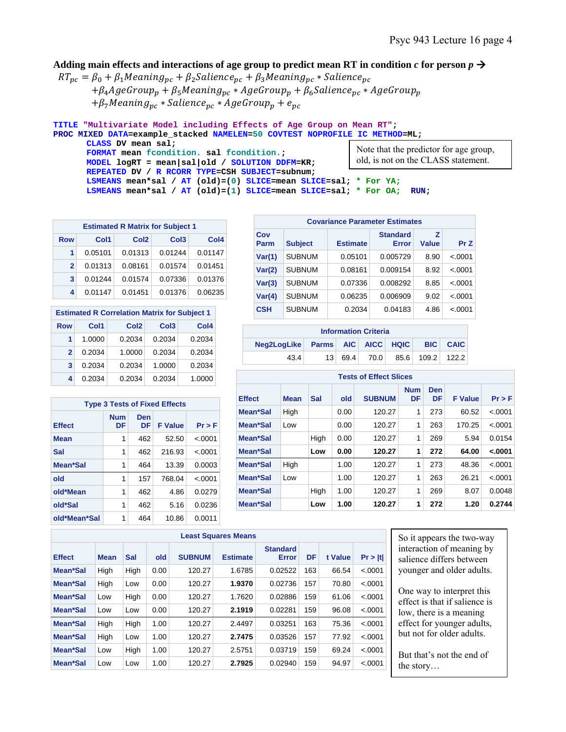**Adding main effects and interactions of age group to predict mean RT in condition *c* for person *p* →**

$$RT_{pc} = \beta_0 + \beta_1 Meaning_{pc} + \beta_2 Salience_{pc} + \beta_3 Meaning_{pc} * Salience_{pc}$$
$$+\beta_4 AgeGroup_p + \beta_5 Meaning_{pc} * AgeGroup_p + \beta_6 Salience_{pc} * AgeGroup_p$$
$$+\beta_7 Meaning_{pc} * Salience_{pc} * AgeGroup_p + e_{pc}$$

```
TITLE "Multivariate Model including Effects of Age Group on Mean RT";
PROC MIXED DATA=example_stacked NAMELEN=50 COVTEST NOPROFILE IC METHOD=ML;
      CLASS DV mean sal;
      FORMAT mean fcondition. sal fcondition.;
      MODEL logRT = mean|sal|old / SOLUTION DDFM=KR;
      REPEATED DV / R RCORR TYPE=CSH SUBJECT=subnum;
      LSMEANS mean*sal / AT (old)=(0) SLICE=mean SLICE=sal; * For YA;
      LSMEANS mean*sal / AT (old)=(1) SLICE=mean SLICE=sal; * For OA;   RUN;
```

Note that the predictor for age group, old, is not on the CLASS statement.

**Estimated R Matrix for Subject 1**

| Row | Col1 | Col2 | Col3 | Col4 |
|---|---|---|---|---|
| 1 | 0.05101 | 0.01313 | 0.01244 | 0.01147 |
| 2 | 0.01313 | 0.08161 | 0.01574 | 0.01451 |
| 3 | 0.01244 | 0.01574 | 0.07336 | 0.01376 |
| 4 | 0.01147 | 0.01451 | 0.01376 | 0.06235 |

**Estimated R Correlation Matrix for Subject 1**

| Row | Col1 | Col2 | Col3 | Col4 |
|---|---|---|---|---|
| 1 | 1.0000 | 0.2034 | 0.2034 | 0.2034 |
| 2 | 0.2034 | 1.0000 | 0.2034 | 0.2034 |
| 3 | 0.2034 | 0.2034 | 1.0000 | 0.2034 |
| 4 | 0.2034 | 0.2034 | 0.2034 | 1.0000 |

**Covariance Parameter Estimates**

| Cov Parm | Subject | Estimate | Standard Error | Z Value | Pr Z |
|---|---|---|---|---|---|
| Var(1) | SUBNUM | 0.05101 | 0.005729 | 8.90 | <.0001 |
| Var(2) | SUBNUM | 0.08161 | 0.009154 | 8.92 | <.0001 |
| Var(3) | SUBNUM | 0.07336 | 0.008292 | 8.85 | <.0001 |
| Var(4) | SUBNUM | 0.06235 | 0.006909 | 9.02 | <.0001 |
| CSH | SUBNUM | 0.2034 | 0.04183 | 4.86 | <.0001 |

**Information Criteria**

| Neg2LogLike | Parms | AIC | AICC | HQIC | BIC | CAIC |
|---|---|---|---|---|---|---|
| 43.4 | 13 | 69.4 | 70.0 | 85.6 | 109.2 | 122.2 |

**Type 3 Tests of Fixed Effects**

| Effect | Num DF | Den DF | F Value | Pr > F |
|---|---|---|---|---|
| Mean | 1 | 462 | 52.50 | <.0001 |
| Sal | 1 | 462 | 216.93 | <.0001 |
| Mean*Sal | 1 | 464 | 13.39 | 0.0003 |
| old | 1 | 157 | 768.04 | <.0001 |
| old*Mean | 1 | 462 | 4.86 | 0.0279 |
| old*Sal | 1 | 462 | 5.16 | 0.0236 |
| old*Mean*Sal | 1 | 464 | 10.86 | 0.0011 |

**Tests of Effect Slices**

| Effect | Mean | Sal | old | SUBNUM | Num DF | Den DF | F Value | Pr > F |
|---|---|---|---|---|---|---|---|---|
| Mean*Sal | High | | 0.00 | 120.27 | 1 | 273 | 60.52 | <.0001 |
| Mean*Sal | Low | | 0.00 | 120.27 | 1 | 263 | 170.25 | <.0001 |
| Mean*Sal | | High | 0.00 | 120.27 | 1 | 269 | 5.94 | 0.0154 |
| Mean*Sal | | **Low** | **0.00** | **120.27** | **1** | **272** | **64.00** | **<.0001** |
| Mean*Sal | High | | 1.00 | 120.27 | 1 | 273 | 48.36 | <.0001 |
| Mean*Sal | Low | | 1.00 | 120.27 | 1 | 263 | 26.21 | <.0001 |
| Mean*Sal | | High | 1.00 | 120.27 | 1 | 269 | 8.07 | 0.0048 |
| Mean*Sal | | **Low** | **1.00** | **120.27** | **1** | **272** | **1.20** | **0.2744** |

**Least Squares Means**

| Effect | Mean | Sal | old | SUBNUM | Estimate | Standard Error | DF | t Value | Pr > \|t\| |
|---|---|---|---|---|---|---|---|---|---|
| Mean*Sal | High | High | 0.00 | 120.27 | 1.6785 | 0.02522 | 163 | 66.54 | <.0001 |
| Mean*Sal | High | Low | 0.00 | 120.27 | **1.9370** | 0.02736 | 157 | 70.80 | <.0001 |
| Mean*Sal | Low | High | 0.00 | 120.27 | 1.7620 | 0.02886 | 159 | 61.06 | <.0001 |
| Mean*Sal | Low | Low | 0.00 | 120.27 | **2.1919** | 0.02281 | 159 | 96.08 | <.0001 |
| Mean*Sal | High | High | 1.00 | 120.27 | 2.4497 | 0.03251 | 163 | 75.36 | <.0001 |
| Mean*Sal | High | Low | 1.00 | 120.27 | **2.7475** | 0.03526 | 157 | 77.92 | <.0001 |
| Mean*Sal | Low | High | 1.00 | 120.27 | 2.5751 | 0.03719 | 159 | 69.24 | <.0001 |
| Mean*Sal | Low | Low | 1.00 | 120.27 | **2.7925** | 0.02940 | 159 | 94.97 | <.0001 |

So it appears the two-way interaction of meaning by salience differs between younger and older adults.

One way to interpret this effect is that if salience is low, there is a meaning effect for younger adults, but not for older adults.

But that's not the end of the story…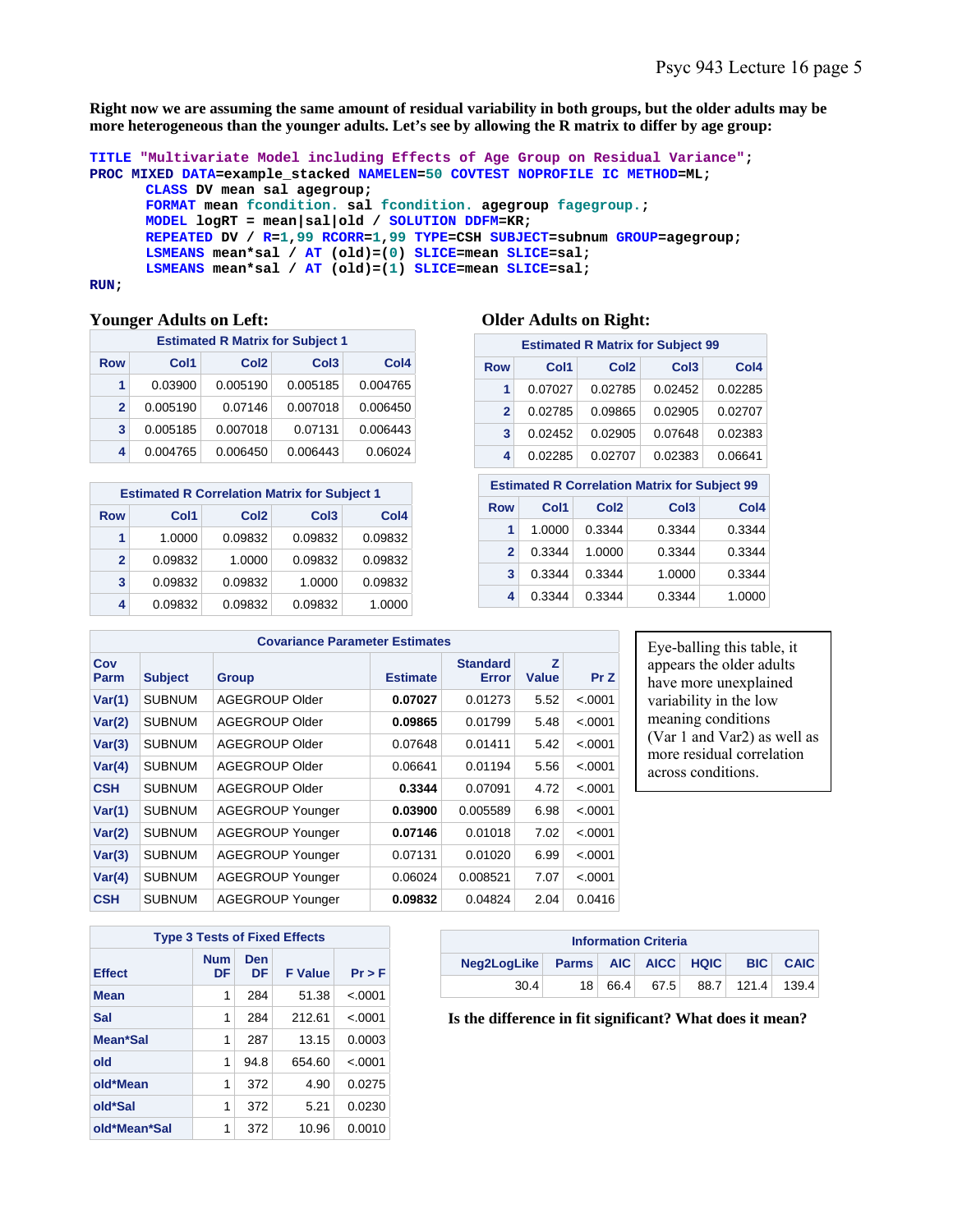**Right now we are assuming the same amount of residual variability in both groups, but the older adults may be more heterogeneous than the younger adults. Let's see by allowing the R matrix to differ by age group:**

```
TITLE "Multivariate Model including Effects of Age Group on Residual Variance";
PROC MIXED DATA=example_stacked NAMELEN=50 COVTEST NOPROFILE IC METHOD=ML;
      CLASS DV mean sal agegroup;
      FORMAT mean fcondition. sal fcondition. agegroup fagegroup.;
      MODEL logRT = mean|sal|old / SOLUTION DDFM=KR;
      REPEATED DV / R=1,99 RCORR=1,99 TYPE=CSH SUBJECT=subnum GROUP=agegroup;
      LSMEANS mean*sal / AT (old)=(0) SLICE=mean SLICE=sal;
      LSMEANS mean*sal / AT (old)=(1) SLICE=mean SLICE=sal;
RUN;
```

**Younger Adults on Left:**

| Estimated R Matrix for Subject 1 | | | | |
|---|---|---|---|---|
| Row | Col1 | Col2 | Col3 | Col4 |
| 1 | 0.03900 | 0.005190 | 0.005185 | 0.004765 |
| 2 | 0.005190 | 0.07146 | 0.007018 | 0.006450 |
| 3 | 0.005185 | 0.007018 | 0.07131 | 0.006443 |
| 4 | 0.004765 | 0.006450 | 0.006443 | 0.06024 |

| Estimated R Correlation Matrix for Subject 1 | | | | |
|---|---|---|---|---|
| Row | Col1 | Col2 | Col3 | Col4 |
| 1 | 1.0000 | 0.09832 | 0.09832 | 0.09832 |
| 2 | 0.09832 | 1.0000 | 0.09832 | 0.09832 |
| 3 | 0.09832 | 0.09832 | 1.0000 | 0.09832 |
| 4 | 0.09832 | 0.09832 | 0.09832 | 1.0000 |

**Older Adults on Right:**

| Estimated R Matrix for Subject 99 | | | | |
|---|---|---|---|---|
| Row | Col1 | Col2 | Col3 | Col4 |
| 1 | 0.07027 | 0.02785 | 0.02452 | 0.02285 |
| 2 | 0.02785 | 0.09865 | 0.02905 | 0.02707 |
| 3 | 0.02452 | 0.02905 | 0.07648 | 0.02383 |
| 4 | 0.02285 | 0.02707 | 0.02383 | 0.06641 |

| Estimated R Correlation Matrix for Subject 99 | | | | |
|---|---|---|---|---|
| Row | Col1 | Col2 | Col3 | Col4 |
| 1 | 1.0000 | 0.3344 | 0.3344 | 0.3344 |
| 2 | 0.3344 | 1.0000 | 0.3344 | 0.3344 |
| 3 | 0.3344 | 0.3344 | 1.0000 | 0.3344 |
| 4 | 0.3344 | 0.3344 | 0.3344 | 1.0000 |

| Covariance Parameter Estimates | | | | | | |
|---|---|---|---|---|---|---|
| Cov Parm | Subject | Group | Estimate | Standard Error | Z Value | Pr Z |
| Var(1) | SUBNUM | AGEGROUP Older | **0.07027** | 0.01273 | 5.52 | <.0001 |
| Var(2) | SUBNUM | AGEGROUP Older | **0.09865** | 0.01799 | 5.48 | <.0001 |
| Var(3) | SUBNUM | AGEGROUP Older | 0.07648 | 0.01411 | 5.42 | <.0001 |
| Var(4) | SUBNUM | AGEGROUP Older | 0.06641 | 0.01194 | 5.56 | <.0001 |
| CSH | SUBNUM | AGEGROUP Older | **0.3344** | 0.07091 | 4.72 | <.0001 |
| Var(1) | SUBNUM | AGEGROUP Younger | **0.03900** | 0.005589 | 6.98 | <.0001 |
| Var(2) | SUBNUM | AGEGROUP Younger | **0.07146** | 0.01018 | 7.02 | <.0001 |
| Var(3) | SUBNUM | AGEGROUP Younger | 0.07131 | 0.01020 | 6.99 | <.0001 |
| Var(4) | SUBNUM | AGEGROUP Younger | 0.06024 | 0.008521 | 7.07 | <.0001 |
| CSH | SUBNUM | AGEGROUP Younger | **0.09832** | 0.04824 | 2.04 | 0.0416 |

Eye-balling this table, it appears the older adults have more unexplained variability in the low meaning conditions (Var 1 and Var2) as well as more residual correlation across conditions.

| Type 3 Tests of Fixed Effects | | | | |
|---|---|---|---|---|
| Effect | Num DF | Den DF | F Value | Pr > F |
| Mean | 1 | 284 | 51.38 | <.0001 |
| Sal | 1 | 284 | 212.61 | <.0001 |
| Mean*Sal | 1 | 287 | 13.15 | 0.0003 |
| old | 1 | 94.8 | 654.60 | <.0001 |
| old*Mean | 1 | 372 | 4.90 | 0.0275 |
| old*Sal | 1 | 372 | 5.21 | 0.0230 |
| old*Mean*Sal | 1 | 372 | 10.96 | 0.0010 |

| Information Criteria | | | | | | |
|---|---|---|---|---|---|---|
| Neg2LogLike | Parms | AIC | AICC | HQIC | BIC | CAIC |
| 30.4 | 18 | 66.4 | 67.5 | 88.7 | 121.4 | 139.4 |

**Is the difference in fit significant? What does it mean?**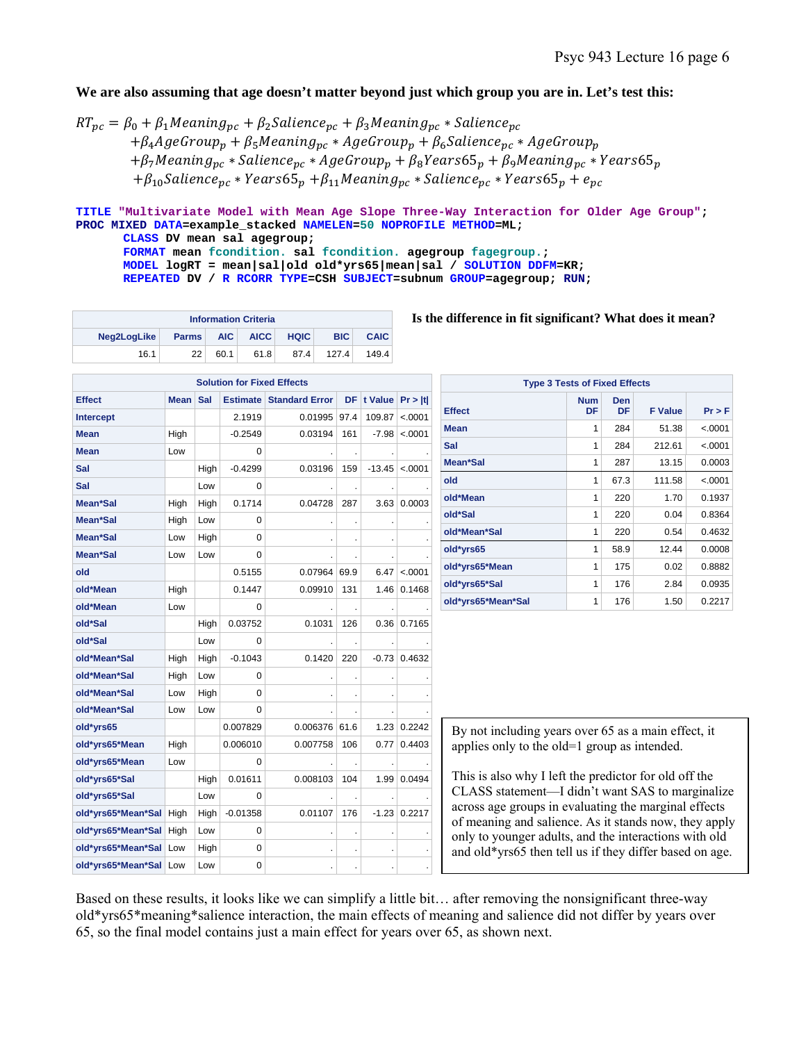**We are also assuming that age doesn't matter beyond just which group you are in. Let's test this:**

$$
\begin{aligned}
RT_{pc} = \beta_0 &+ \beta_1 Meaning_{pc} + \beta_2 Salience_{pc} + \beta_3 Meaning_{pc} * Salience_{pc} \\
&+ \beta_4 AgeGroup_p + \beta_5 Meaning_{pc} * AgeGroup_p + \beta_6 Salience_{pc} * AgeGroup_p \\
&+ \beta_7 Meaning_{pc} * Salience_{pc} * AgeGroup_p + \beta_8 Years65_p + \beta_9 Meaning_{pc} * Years65_p \\
&+ \beta_{10} Salience_{pc} * Years65_p + \beta_{11} Meaning_{pc} * Salience_{pc} * Years65_p + e_{pc}
\end{aligned}
$$

```
TITLE "Multivariate Model with Mean Age Slope Three-Way Interaction for Older Age Group";
PROC MIXED DATA=example_stacked NAMELEN=50 NOPROFILE METHOD=ML;
      CLASS DV mean sal agegroup;
      FORMAT mean fcondition. sal fcondition. agegroup fagegroup.;
      MODEL logRT = mean|sal|old old*yrs65|mean|sal / SOLUTION DDFM=KR;
      REPEATED DV / R RCORR TYPE=CSH SUBJECT=subnum GROUP=agegroup; RUN;
```

| Information Criteria | | | | | | |
|---|---|---|---|---|---|---|
| Neg2LogLike | Parms | AIC | AICC | HQIC | BIC | CAIC |
| 16.1 | 22 | 60.1 | 61.8 | 87.4 | 127.4 | 149.4 |

**Is the difference in fit significant? What does it mean?**

| Solution for Fixed Effects | | | | | | | |
|---|---|---|---|---|---|---|---|
| Effect | Mean | Sal | Estimate | Standard Error | DF | t Value | Pr > \|t\| |
| Intercept | | | 2.1919 | 0.01995 | 97.4 | 109.87 | <.0001 |
| Mean | High | | -0.2549 | 0.03194 | 161 | -7.98 | <.0001 |
| Mean | Low | | 0 | . | . | . | . |
| Sal | | High | -0.4299 | 0.03196 | 159 | -13.45 | <.0001 |
| Sal | | Low | 0 | . | . | . | . |
| Mean*Sal | High | High | 0.1714 | 0.04728 | 287 | 3.63 | 0.0003 |
| Mean*Sal | High | Low | 0 | . | . | . | . |
| Mean*Sal | Low | High | 0 | . | . | . | . |
| Mean*Sal | Low | Low | 0 | . | . | . | . |
| old | | | 0.5155 | 0.07964 | 69.9 | 6.47 | <.0001 |
| old*Mean | High | | 0.1447 | 0.09910 | 131 | 1.46 | 0.1468 |
| old*Mean | Low | | 0 | . | . | . | . |
| old*Sal | | High | 0.03752 | 0.1031 | 126 | 0.36 | 0.7165 |
| old*Sal | | Low | 0 | . | . | . | . |
| old*Mean*Sal | High | High | -0.1043 | 0.1420 | 220 | -0.73 | 0.4632 |
| old*Mean*Sal | High | Low | 0 | . | . | . | . |
| old*Mean*Sal | Low | High | 0 | . | . | . | . |
| old*Mean*Sal | Low | Low | 0 | . | . | . | . |
| old*yrs65 | | | 0.007829 | 0.006376 | 61.6 | 1.23 | 0.2242 |
| old*yrs65*Mean | High | | 0.006010 | 0.007758 | 106 | 0.77 | 0.4403 |
| old*yrs65*Mean | Low | | 0 | . | . | . | . |
| old*yrs65*Sal | | High | 0.01611 | 0.008103 | 104 | 1.99 | 0.0494 |
| old*yrs65*Sal | | Low | 0 | . | . | . | . |
| old*yrs65*Mean*Sal | High | High | -0.01358 | 0.01107 | 176 | -1.23 | 0.2217 |
| old*yrs65*Mean*Sal | High | Low | 0 | . | . | . | . |
| old*yrs65*Mean*Sal | Low | High | 0 | . | . | . | . |
| old*yrs65*Mean*Sal | Low | Low | 0 | . | . | . | . |

| Type 3 Tests of Fixed Effects | | | | |
|---|---|---|---|---|
| Effect | Num DF | Den DF | F Value | Pr > F |
| Mean | 1 | 284 | 51.38 | <.0001 |
| Sal | 1 | 284 | 212.61 | <.0001 |
| Mean*Sal | 1 | 287 | 13.15 | 0.0003 |
| old | 1 | 67.3 | 111.58 | <.0001 |
| old*Mean | 1 | 220 | 1.70 | 0.1937 |
| old*Sal | 1 | 220 | 0.04 | 0.8364 |
| old*Mean*Sal | 1 | 220 | 0.54 | 0.4632 |
| old*yrs65 | 1 | 58.9 | 12.44 | 0.0008 |
| old*yrs65*Mean | 1 | 175 | 0.02 | 0.8882 |
| old*yrs65*Sal | 1 | 176 | 2.84 | 0.0935 |
| old*yrs65*Mean*Sal | 1 | 176 | 1.50 | 0.2217 |

By not including years over 65 as a main effect, it applies only to the old=1 group as intended.

This is also why I left the predictor for old off the CLASS statement—I didn't want SAS to marginalize across age groups in evaluating the marginal effects of meaning and salience. As it stands now, they apply only to younger adults, and the interactions with old and old*yrs65 then tell us if they differ based on age.

Based on these results, it looks like we can simplify a little bit… after removing the nonsignificant three-way old*yrs65*meaning*salience interaction, the main effects of meaning and salience did not differ by years over 65, so the final model contains just a main effect for years over 65, as shown next.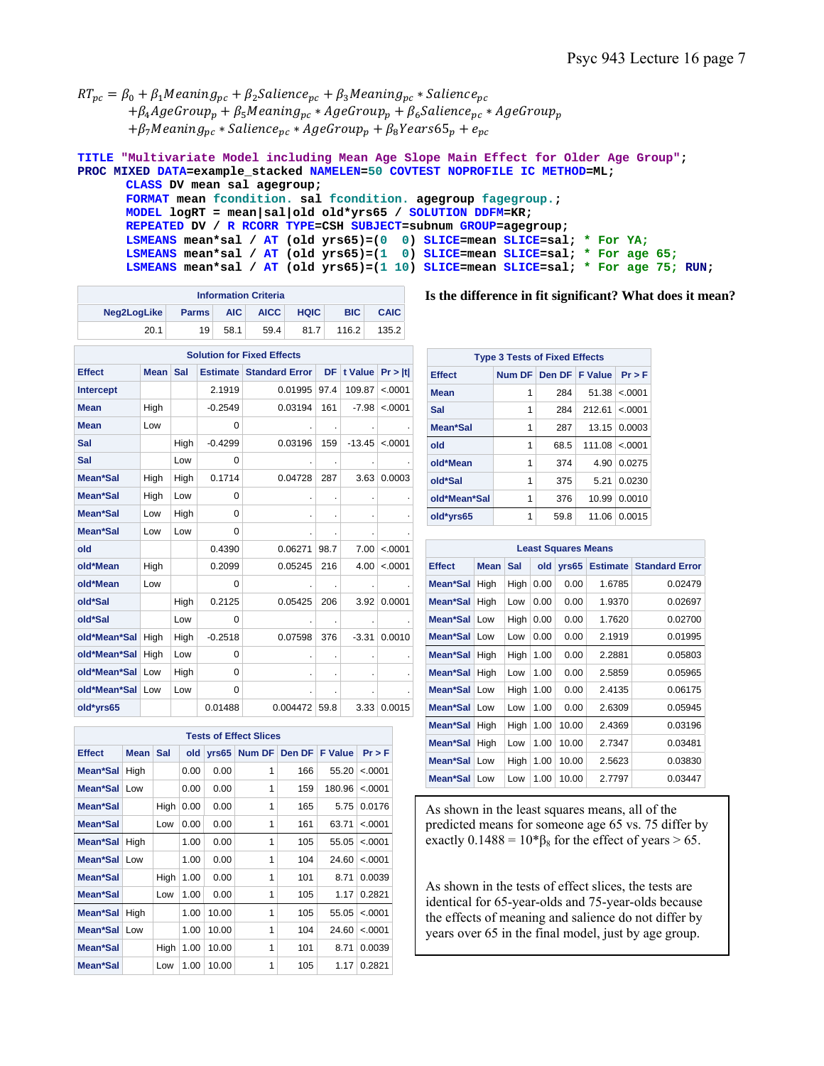$$
\begin{aligned}
RT_{pc} = \; & \beta_0 + \beta_1 Meaning_{pc} + \beta_2 Salience_{pc} + \beta_3 Meaning_{pc} * Salience_{pc} \\
& + \beta_4 AgeGroup_p + \beta_5 Meaning_{pc} * AgeGroup_p + \beta_6 Salience_{pc} * AgeGroup_p \\
& + \beta_7 Meaning_{pc} * Salience_{pc} * AgeGroup_p + \beta_8 Years65_p + e_{pc}
\end{aligned}
$$

```
TITLE "Multivariate Model including Mean Age Slope Main Effect for Older Age Group";
PROC MIXED DATA=example_stacked NAMELEN=50 COVTEST NOPROFILE IC METHOD=ML;
      CLASS DV mean sal agegroup;
      FORMAT mean fcondition. sal fcondition. agegroup fagegroup.;
      MODEL logRT = mean|sal|old old*yrs65 / SOLUTION DDFM=KR;
      REPEATED DV / R RCORR TYPE=CSH SUBJECT=subnum GROUP=agegroup;
      LSMEANS mean*sal / AT (old yrs65)=(0  0) SLICE=mean SLICE=sal; * For YA;
      LSMEANS mean*sal / AT (old yrs65)=(1  0) SLICE=mean SLICE=sal; * For age 65;
      LSMEANS mean*sal / AT (old yrs65)=(1 10) SLICE=mean SLICE=sal; * For age 75; RUN;
```

**Information Criteria**

| Neg2LogLike | Parms | AIC | AICC | HQIC | BIC | CAIC |
|---|---|---|---|---|---|---|
| 20.1 | 19 | 58.1 | 59.4 | 81.7 | 116.2 | 135.2 |

**Is the difference in fit significant? What does it mean?**

**Solution for Fixed Effects**

| Effect | Mean | Sal | Estimate | Standard Error | DF | t Value | Pr > \|t\| |
|---|---|---|---|---|---|---|---|
| Intercept | | | 2.1919 | 0.01995 | 97.4 | 109.87 | <.0001 |
| Mean | High | | -0.2549 | 0.03194 | 161 | -7.98 | <.0001 |
| Mean | Low | | 0 | . | . | . | . |
| Sal | | High | -0.4299 | 0.03196 | 159 | -13.45 | <.0001 |
| Sal | | Low | 0 | . | . | . | . |
| Mean*Sal | High | High | 0.1714 | 0.04728 | 287 | 3.63 | 0.0003 |
| Mean*Sal | High | Low | 0 | . | . | . | . |
| Mean*Sal | Low | High | 0 | . | . | . | . |
| Mean*Sal | Low | Low | 0 | . | . | . | . |
| old | | | 0.4390 | 0.06271 | 98.7 | 7.00 | <.0001 |
| old*Mean | High | | 0.2099 | 0.05245 | 216 | 4.00 | <.0001 |
| old*Mean | Low | | 0 | . | . | . | . |
| old*Sal | | High | 0.2125 | 0.05425 | 206 | 3.92 | 0.0001 |
| old*Sal | | Low | 0 | . | . | . | . |
| old*Mean*Sal | High | High | -0.2518 | 0.07598 | 376 | -3.31 | 0.0010 |
| old*Mean*Sal | High | Low | 0 | . | . | . | . |
| old*Mean*Sal | Low | High | 0 | . | . | . | . |
| old*Mean*Sal | Low | Low | 0 | . | . | . | . |
| old*yrs65 | | | 0.01488 | 0.004472 | 59.8 | 3.33 | 0.0015 |

**Type 3 Tests of Fixed Effects**

| Effect | Num DF | Den DF | F Value | Pr > F |
|---|---|---|---|---|
| Mean | 1 | 284 | 51.38 | <.0001 |
| Sal | 1 | 284 | 212.61 | <.0001 |
| Mean*Sal | 1 | 287 | 13.15 | 0.0003 |
| old | 1 | 68.5 | 111.08 | <.0001 |
| old*Mean | 1 | 374 | 4.90 | 0.0275 |
| old*Sal | 1 | 375 | 5.21 | 0.0230 |
| old*Mean*Sal | 1 | 376 | 10.99 | 0.0010 |
| old*yrs65 | 1 | 59.8 | 11.06 | 0.0015 |

**Least Squares Means**

| Effect | Mean | Sal | old | yrs65 | Estimate | Standard Error |
|---|---|---|---|---|---|---|
| Mean*Sal | High | High | 0.00 | 0.00 | 1.6785 | 0.02479 |
| Mean*Sal | High | Low | 0.00 | 0.00 | 1.9370 | 0.02697 |
| Mean*Sal | Low | High | 0.00 | 0.00 | 1.7620 | 0.02700 |
| Mean*Sal | Low | Low | 0.00 | 0.00 | 2.1919 | 0.01995 |
| Mean*Sal | High | High | 1.00 | 0.00 | 2.2881 | 0.05803 |
| Mean*Sal | High | Low | 1.00 | 0.00 | 2.5859 | 0.05965 |
| Mean*Sal | Low | High | 1.00 | 0.00 | 2.4135 | 0.06175 |
| Mean*Sal | Low | Low | 1.00 | 0.00 | 2.6309 | 0.05945 |
| Mean*Sal | High | High | 1.00 | 10.00 | 2.4369 | 0.03196 |
| Mean*Sal | High | Low | 1.00 | 10.00 | 2.7347 | 0.03481 |
| Mean*Sal | Low | High | 1.00 | 10.00 | 2.5623 | 0.03830 |
| Mean*Sal | Low | Low | 1.00 | 10.00 | 2.7797 | 0.03447 |

**Tests of Effect Slices**

| Effect | Mean | Sal | old | yrs65 | Num DF | Den DF | F Value | Pr > F |
|---|---|---|---|---|---|---|---|---|
| Mean*Sal | High | | 0.00 | 0.00 | 1 | 166 | 55.20 | <.0001 |
| Mean*Sal | Low | | 0.00 | 0.00 | 1 | 159 | 180.96 | <.0001 |
| Mean*Sal | | High | 0.00 | 0.00 | 1 | 165 | 5.75 | 0.0176 |
| Mean*Sal | | Low | 0.00 | 0.00 | 1 | 161 | 63.71 | <.0001 |
| Mean*Sal | High | | 1.00 | 0.00 | 1 | 105 | 55.05 | <.0001 |
| Mean*Sal | Low | | 1.00 | 0.00 | 1 | 104 | 24.60 | <.0001 |
| Mean*Sal | | High | 1.00 | 0.00 | 1 | 101 | 8.71 | 0.0039 |
| Mean*Sal | | Low | 1.00 | 0.00 | 1 | 105 | 1.17 | 0.2821 |
| Mean*Sal | High | | 1.00 | 10.00 | 1 | 105 | 55.05 | <.0001 |
| Mean*Sal | Low | | 1.00 | 10.00 | 1 | 104 | 24.60 | <.0001 |
| Mean*Sal | | High | 1.00 | 10.00 | 1 | 101 | 8.71 | 0.0039 |
| Mean*Sal | | Low | 1.00 | 10.00 | 1 | 105 | 1.17 | 0.2821 |

As shown in the least squares means, all of the predicted means for someone age 65 vs. 75 differ by exactly 0.1488 = 10*$\beta_8$ for the effect of years > 65.

As shown in the tests of effect slices, the tests are identical for 65-year-olds and 75-year-olds because the effects of meaning and salience do not differ by years over 65 in the final model, just by age group.